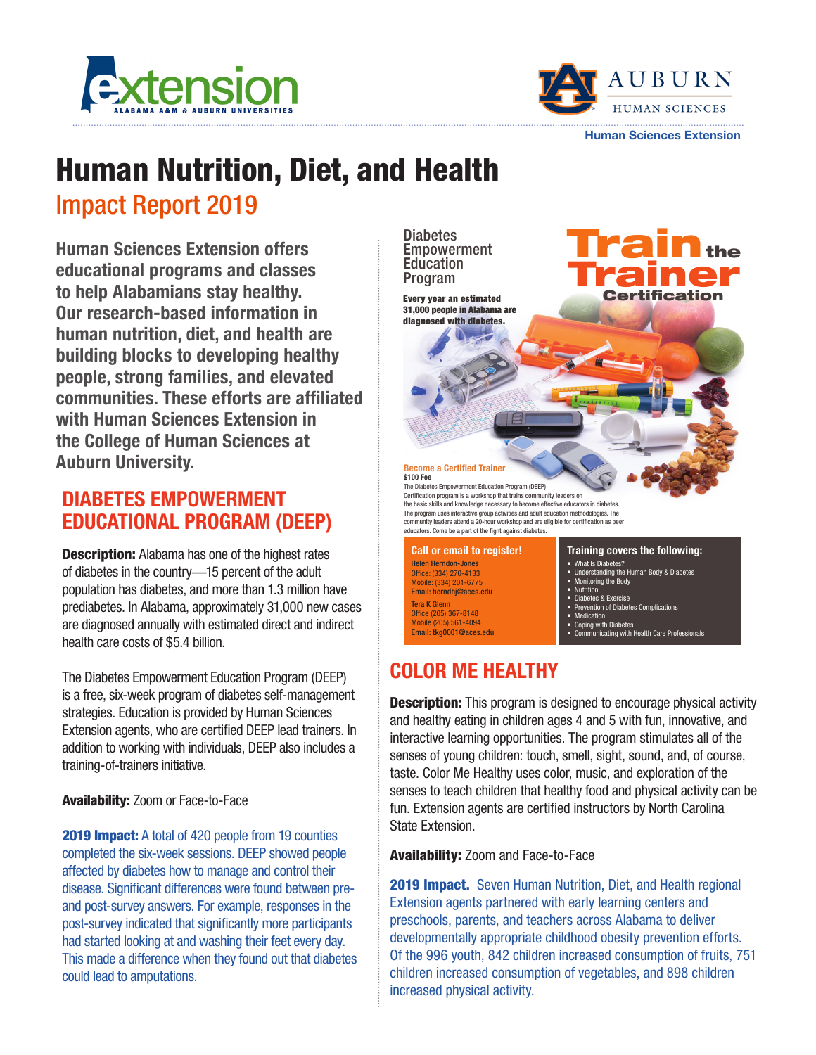extension
ALABAMA A&M & AUBURN UNIVERSITIES

AUBURN HUMAN SCIENCES

Human Sciences Extension

# Human Nutrition, Diet, and Health

## Impact Report 2019

**Human Sciences Extension offers educational programs and classes to help Alabamians stay healthy. Our research-based information in human nutrition, diet, and health are building blocks to developing healthy people, strong families, and elevated communities. These efforts are affiliated with Human Sciences Extension in the College of Human Sciences at Auburn University.**

## DIABETES EMPOWERMENT EDUCATIONAL PROGRAM (DEEP)

**Description:** Alabama has one of the highest rates of diabetes in the country—15 percent of the adult population has diabetes, and more than 1.3 million have prediabetes. In Alabama, approximately 31,000 new cases are diagnosed annually with estimated direct and indirect health care costs of $5.4 billion.

The Diabetes Empowerment Education Program (DEEP) is a free, six-week program of diabetes self-management strategies. Education is provided by Human Sciences Extension agents, who are certified DEEP lead trainers. In addition to working with individuals, DEEP also includes a training-of-trainers initiative.

**Availability:** Zoom or Face-to-Face

**2019 Impact:** A total of 420 people from 19 counties completed the six-week sessions. DEEP showed people affected by diabetes how to manage and control their disease. Significant differences were found between pre- and post-survey answers. For example, responses in the post-survey indicated that significantly more participants had started looking at and washing their feet every day. This made a difference when they found out that diabetes could lead to amputations.

**Diabetes Empowerment Education Program**

**Train the Trainer Certification**

**Every year an estimated 31,000 people in Alabama are diagnosed with diabetes.**

**Become a Certified Trainer**
**$100 Fee**
The Diabetes Empowerment Education Program (DEEP) Certification program is a workshop that trains community leaders on the basic skills and knowledge necessary to become effective educators in diabetes. The program uses interactive group activities and adult education methodologies. The community leaders attend a 20-hour workshop and are eligible for certification as peer educators. Come be a part of the fight against diabetes.

**Call or email to register!**
Helen Herndon-Jones
Office: (334) 270-4133
Mobile: (334) 201-6775
Email: herndhj@aces.edu
Tera K Glenn
Office (205) 367-8148
Mobile (205) 561-4094
Email: tkg0001@aces.edu

**Training covers the following:**
- What Is Diabetes?
- Understanding the Human Body & Diabetes
- Monitoring the Body
- Nutrition
- Diabetes & Exercise
- Prevention of Diabetes Complications
- Medication
- Coping with Diabetes
- Communicating with Health Care Professionals

## COLOR ME HEALTHY

**Description:** This program is designed to encourage physical activity and healthy eating in children ages 4 and 5 with fun, innovative, and interactive learning opportunities. The program stimulates all of the senses of young children: touch, smell, sight, sound, and, of course, taste. Color Me Healthy uses color, music, and exploration of the senses to teach children that healthy food and physical activity can be fun. Extension agents are certified instructors by North Carolina State Extension.

**Availability:** Zoom and Face-to-Face

**2019 Impact.** Seven Human Nutrition, Diet, and Health regional Extension agents partnered with early learning centers and preschools, parents, and teachers across Alabama to deliver developmentally appropriate childhood obesity prevention efforts. Of the 996 youth, 842 children increased consumption of fruits, 751 children increased consumption of vegetables, and 898 children increased physical activity.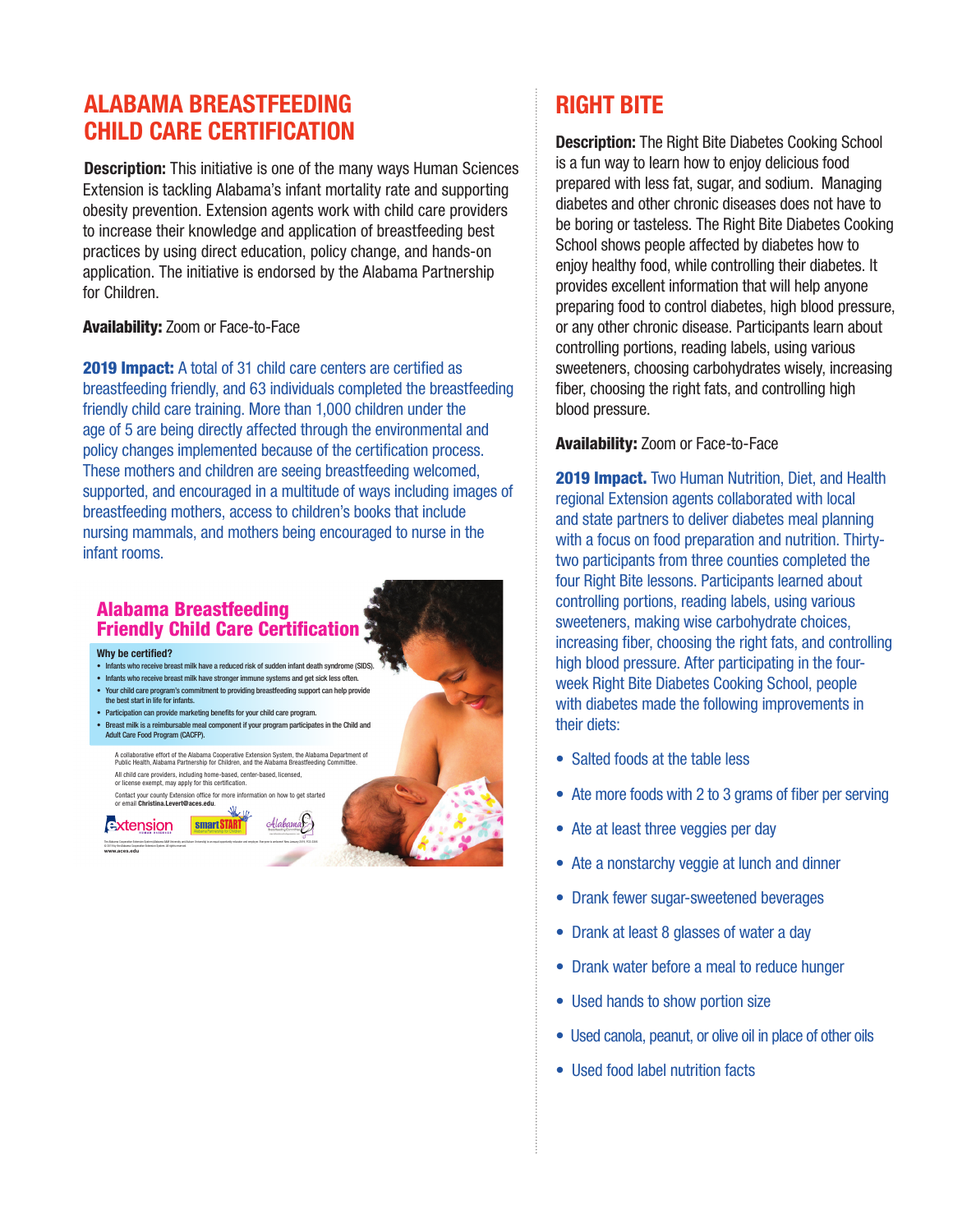## ALABAMA BREASTFEEDING CHILD CARE CERTIFICATION

**Description:** This initiative is one of the many ways Human Sciences Extension is tackling Alabama's infant mortality rate and supporting obesity prevention. Extension agents work with child care providers to increase their knowledge and application of breastfeeding best practices by using direct education, policy change, and hands-on application. The initiative is endorsed by the Alabama Partnership for Children.

**Availability:** Zoom or Face-to-Face

**2019 Impact:** A total of 31 child care centers are certified as breastfeeding friendly, and 63 individuals completed the breastfeeding friendly child care training. More than 1,000 children under the age of 5 are being directly affected through the environmental and policy changes implemented because of the certification process. These mothers and children are seeing breastfeeding welcomed, supported, and encouraged in a multitude of ways including images of breastfeeding mothers, access to children's books that include nursing mammals, and mothers being encouraged to nurse in the infant rooms.

### Alabama Breastfeeding Friendly Child Care Certification

**Why be certified?**

- Infants who receive breast milk have a reduced risk of sudden infant death syndrome (SIDS).
- Infants who receive breast milk have stronger immune systems and get sick less often.
- Your child care program's commitment to providing breastfeeding support can help provide the best start in life for infants.
- Participation can provide marketing benefits for your child care program.
- Breast milk is a reimbursable meal component if your program participates in the Child and Adult Care Food Program (CACFP).

A collaborative effort of the Alabama Cooperative Extension System, the Alabama Department of Public Health, Alabama Partnership for Children, and the Alabama Breastfeeding Committee.

All child care providers, including home-based, center-based, licensed, or license exempt, may apply for this certification.

Contact your county Extension office for more information on how to get started or email **Christina.Levert@aces.edu**.

www.aces.edu

## RIGHT BITE

**Description:** The Right Bite Diabetes Cooking School is a fun way to learn how to enjoy delicious food prepared with less fat, sugar, and sodium. Managing diabetes and other chronic diseases does not have to be boring or tasteless. The Right Bite Diabetes Cooking School shows people affected by diabetes how to enjoy healthy food, while controlling their diabetes. It provides excellent information that will help anyone preparing food to control diabetes, high blood pressure, or any other chronic disease. Participants learn about controlling portions, reading labels, using various sweeteners, choosing carbohydrates wisely, increasing fiber, choosing the right fats, and controlling high blood pressure.

**Availability:** Zoom or Face-to-Face

**2019 Impact.** Two Human Nutrition, Diet, and Health regional Extension agents collaborated with local and state partners to deliver diabetes meal planning with a focus on food preparation and nutrition. Thirty-two participants from three counties completed the four Right Bite lessons. Participants learned about controlling portions, reading labels, using various sweeteners, making wise carbohydrate choices, increasing fiber, choosing the right fats, and controlling high blood pressure. After participating in the four-week Right Bite Diabetes Cooking School, people with diabetes made the following improvements in their diets:

- Salted foods at the table less
- Ate more foods with 2 to 3 grams of fiber per serving
- Ate at least three veggies per day
- Ate a nonstarchy veggie at lunch and dinner
- Drank fewer sugar-sweetened beverages
- Drank at least 8 glasses of water a day
- Drank water before a meal to reduce hunger
- Used hands to show portion size
- Used canola, peanut, or olive oil in place of other oils
- Used food label nutrition facts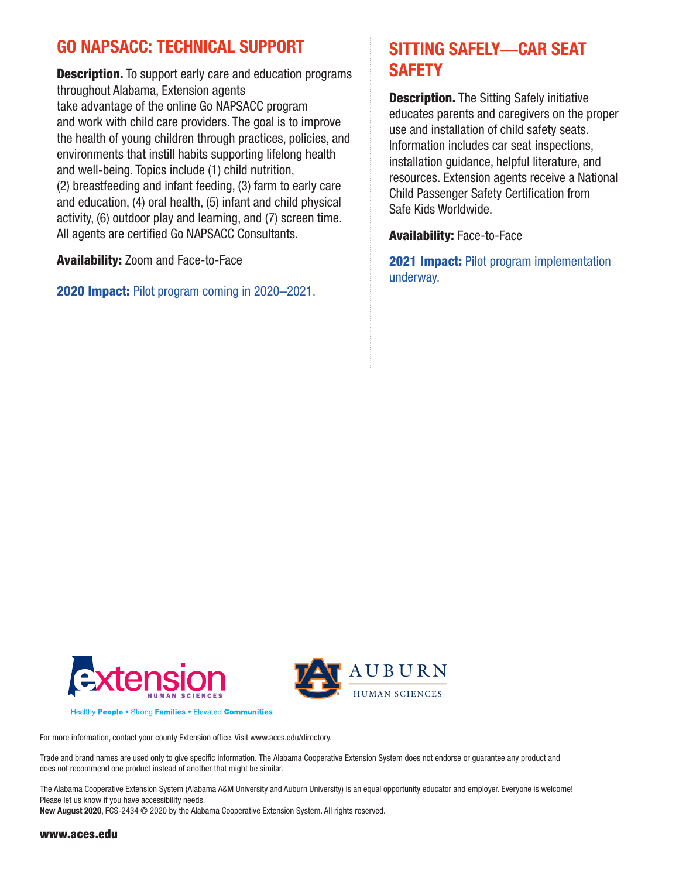## GO NAPSACC: TECHNICAL SUPPORT

**Description.** To support early care and education programs throughout Alabama, Extension agents take advantage of the online Go NAPSACC program and work with child care providers. The goal is to improve the health of young children through practices, policies, and environments that instill habits supporting lifelong health and well-being. Topics include (1) child nutrition, (2) breastfeeding and infant feeding, (3) farm to early care and education, (4) oral health, (5) infant and child physical activity, (6) outdoor play and learning, and (7) screen time. All agents are certified Go NAPSACC Consultants.

**Availability:** Zoom and Face-to-Face

**2020 Impact:** Pilot program coming in 2020–2021.

## SITTING SAFELY—CAR SEAT SAFETY

**Description.** The Sitting Safely initiative educates parents and caregivers on the proper use and installation of child safety seats. Information includes car seat inspections, installation guidance, helpful literature, and resources. Extension agents receive a National Child Passenger Safety Certification from Safe Kids Worldwide.

**Availability:** Face-to-Face

**2021 Impact:** Pilot program implementation underway.

extension HUMAN SCIENCES

Healthy **People** • Strong **Families** • Elevated **Communities**

AUBURN HUMAN SCIENCES

For more information, contact your county Extension office. Visit www.aces.edu/directory.

Trade and brand names are used only to give specific information. The Alabama Cooperative Extension System does not endorse or guarantee any product and does not recommend one product instead of another that might be similar.

The Alabama Cooperative Extension System (Alabama A&M University and Auburn University) is an equal opportunity educator and employer. Everyone is welcome! Please let us know if you have accessibility needs.
**New August 2020**, FCS-2434 © 2020 by the Alabama Cooperative Extension System. All rights reserved.

**www.aces.edu**